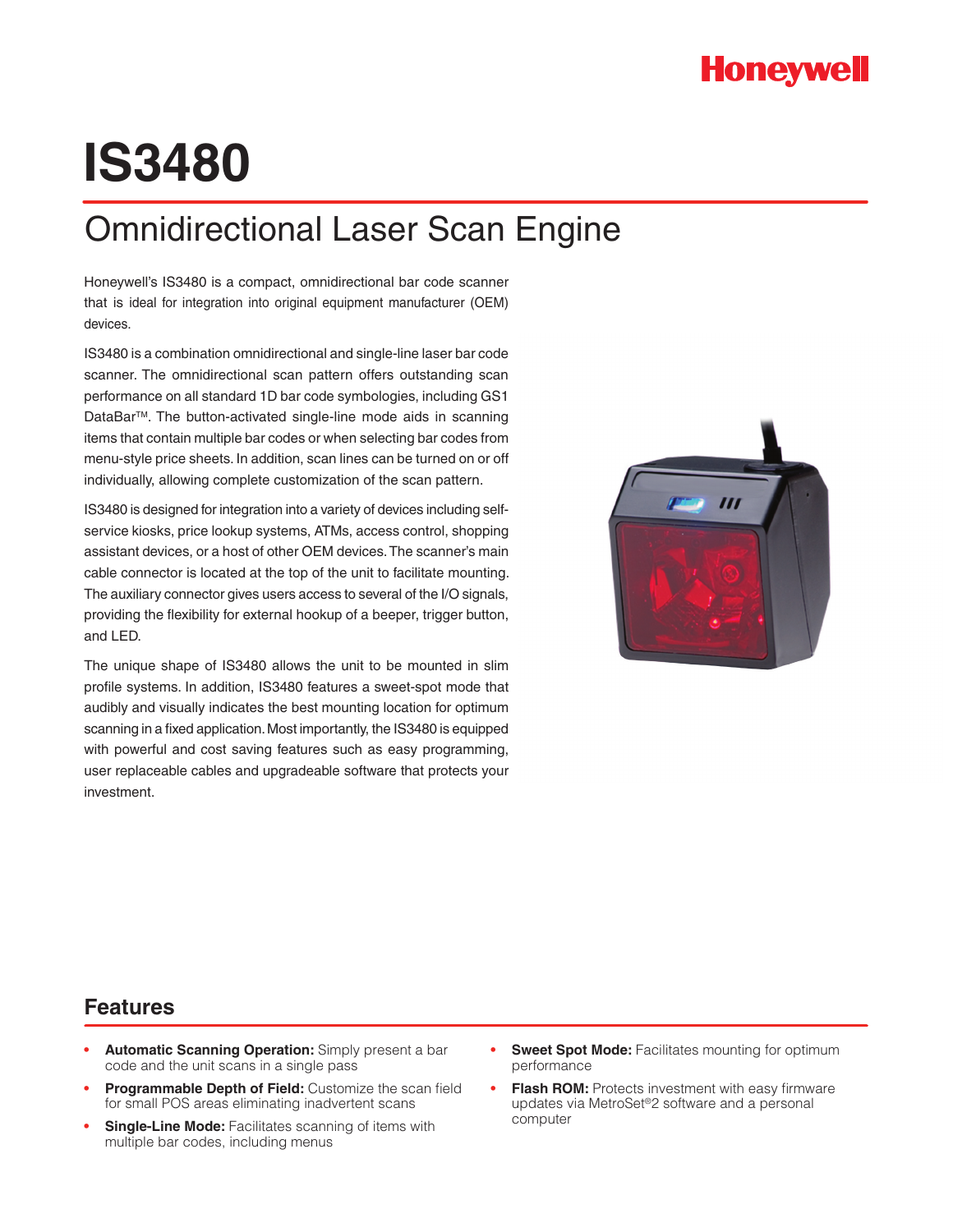Honeywell

# IS3480

## Omnidirectional Laser Scan Engine

Honeywell's IS3480 is a compact, omnidirectional bar code scanner that is ideal for integration into original equipment manufacturer (OEM) devices.

IS3480 is a combination omnidirectional and single-line laser bar code scanner. The omnidirectional scan pattern offers outstanding scan performance on all standard 1D bar code symbologies, including GS1 DataBar™. The button-activated single-line mode aids in scanning items that contain multiple bar codes or when selecting bar codes from menu-style price sheets. In addition, scan lines can be turned on or off individually, allowing complete customization of the scan pattern.

IS3480 is designed for integration into a variety of devices including self-service kiosks, price lookup systems, ATMs, access control, shopping assistant devices, or a host of other OEM devices. The scanner's main cable connector is located at the top of the unit to facilitate mounting. The auxiliary connector gives users access to several of the I/O signals, providing the flexibility for external hookup of a beeper, trigger button, and LED.

The unique shape of IS3480 allows the unit to be mounted in slim profile systems. In addition, IS3480 features a sweet-spot mode that audibly and visually indicates the best mounting location for optimum scanning in a fixed application. Most importantly, the IS3480 is equipped with powerful and cost saving features such as easy programming, user replaceable cables and upgradeable software that protects your investment.

## Features

- **Automatic Scanning Operation:** Simply present a bar code and the unit scans in a single pass
- **Programmable Depth of Field:** Customize the scan field for small POS areas eliminating inadvertent scans
- **Single-Line Mode:** Facilitates scanning of items with multiple bar codes, including menus
- **Sweet Spot Mode:** Facilitates mounting for optimum performance
- **Flash ROM:** Protects investment with easy firmware updates via MetroSet®2 software and a personal computer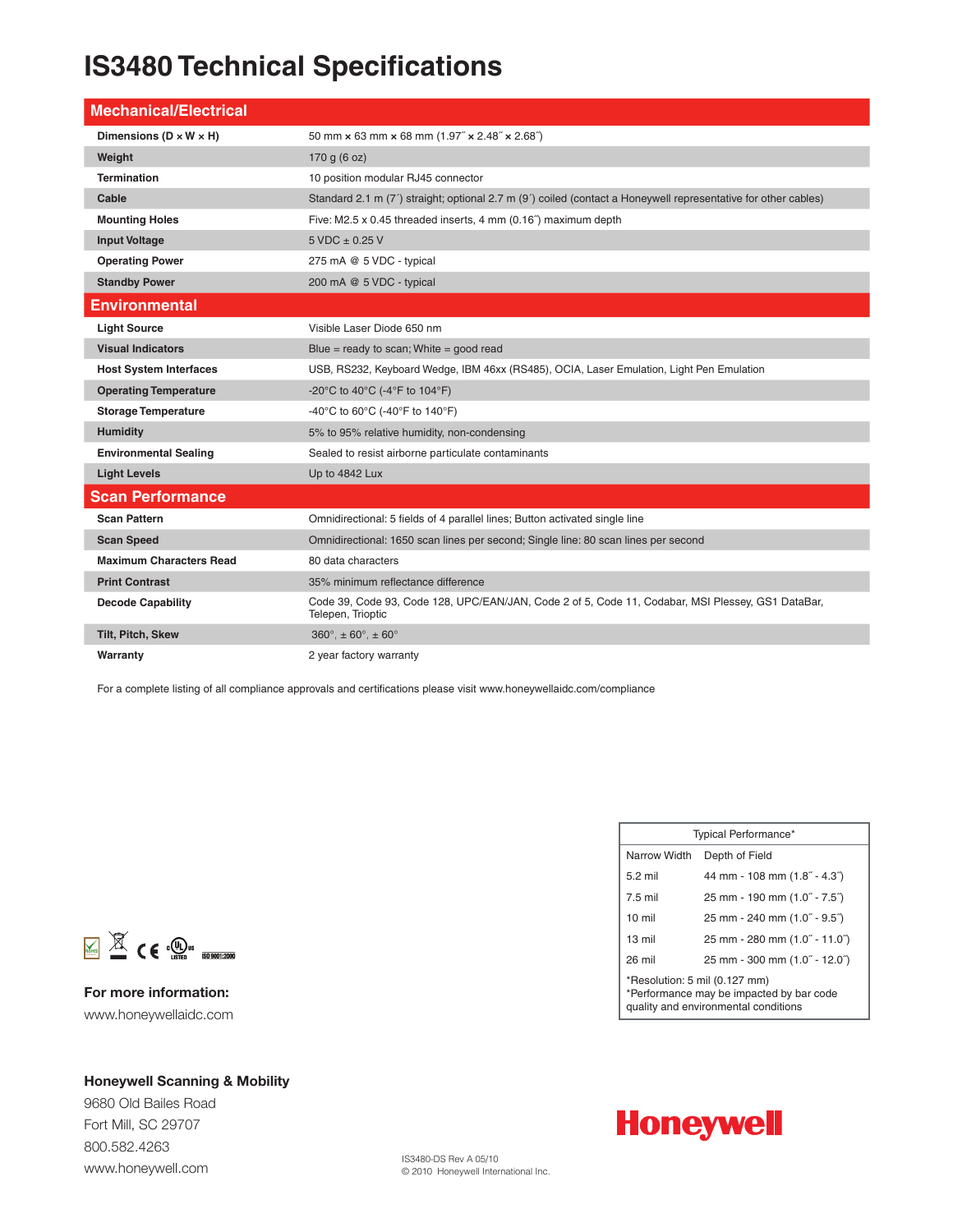# IS3480 Technical Specifications

| | |
|---|---|
| **Mechanical/Electrical** | |
| **Dimensions (D x W x H)** | 50 mm x 63 mm x 68 mm (1.97˝ x 2.48˝ x 2.68˝) |
| **Weight** | 170 g (6 oz) |
| **Termination** | 10 position modular RJ45 connector |
| **Cable** | Standard 2.1 m (7´) straight; optional 2.7 m (9´) coiled (contact a Honeywell representative for other cables) |
| **Mounting Holes** | Five: M2.5 x 0.45 threaded inserts, 4 mm (0.16˝) maximum depth |
| **Input Voltage** | 5 VDC ± 0.25 V |
| **Operating Power** | 275 mA @ 5 VDC - typical |
| **Standby Power** | 200 mA @ 5 VDC - typical |
| **Environmental** | |
| **Light Source** | Visible Laser Diode 650 nm |
| **Visual Indicators** | Blue = ready to scan; White = good read |
| **Host System Interfaces** | USB, RS232, Keyboard Wedge, IBM 46xx (RS485), OCIA, Laser Emulation, Light Pen Emulation |
| **Operating Temperature** | -20°C to 40°C (-4°F to 104°F) |
| **Storage Temperature** | -40°C to 60°C (-40°F to 140°F) |
| **Humidity** | 5% to 95% relative humidity, non-condensing |
| **Environmental Sealing** | Sealed to resist airborne particulate contaminants |
| **Light Levels** | Up to 4842 Lux |
| **Scan Performance** | |
| **Scan Pattern** | Omnidirectional: 5 fields of 4 parallel lines; Button activated single line |
| **Scan Speed** | Omnidirectional: 1650 scan lines per second; Single line: 80 scan lines per second |
| **Maximum Characters Read** | 80 data characters |
| **Print Contrast** | 35% minimum reflectance difference |
| **Decode Capability** | Code 39, Code 93, Code 128, UPC/EAN/JAN, Code 2 of 5, Code 11, Codabar, MSI Plessey, GS1 DataBar, Telepen, Trioptic |
| **Tilt, Pitch, Skew** | 360°, ± 60°, ± 60° |
| **Warranty** | 2 year factory warranty |

For a complete listing of all compliance approvals and certifications please visit www.honeywellaidc.com/compliance

| Typical Performance* | |
|---|---|
| Narrow Width | Depth of Field |
| 5.2 mil | 44 mm - 108 mm (1.8˝ - 4.3˝) |
| 7.5 mil | 25 mm - 190 mm (1.0˝ - 7.5˝) |
| 10 mil | 25 mm - 240 mm (1.0˝ - 9.5˝) |
| 13 mil | 25 mm - 280 mm (1.0˝ - 11.0˝) |
| 26 mil | 25 mm - 300 mm (1.0˝ - 12.0˝) |

*Resolution: 5 mil (0.127 mm)
*Performance may be impacted by bar code quality and environmental conditions

**For more information:**

www.honeywellaidc.com

**Honeywell Scanning & Mobility**

9680 Old Bailes Road
Fort Mill, SC 29707
800.582.4263
www.honeywell.com

IS3480-DS Rev A 05/10
© 2010 Honeywell International Inc.

Honeywell